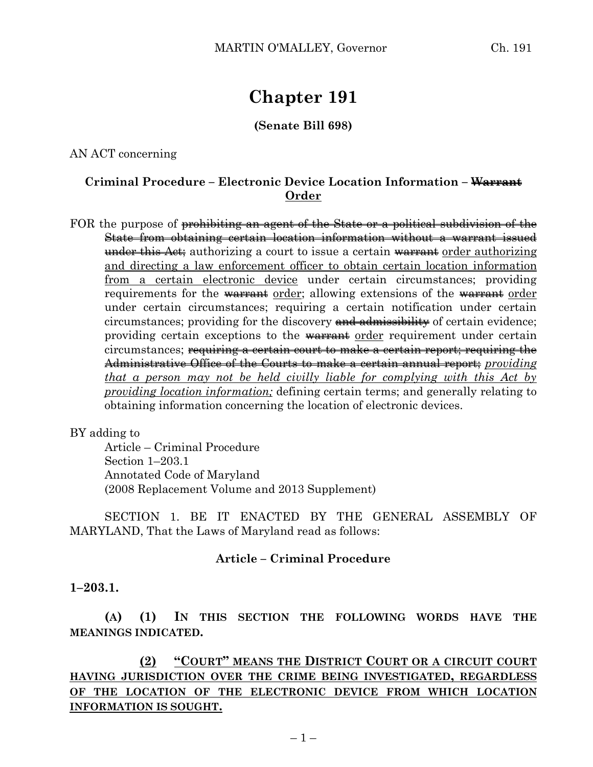# Chapter 191

**(Senate Bill 698)**

AN ACT concerning

**Criminal Procedure – Electronic Device Location Information – ~~Warrant~~ Order**

FOR the purpose of ~~prohibiting an agent of the State or a political subdivision of the State from obtaining certain location information without a warrant issued under this Act;~~ authorizing a court to issue a certain ~~warrant~~ order authorizing and directing a law enforcement officer to obtain certain location information from a certain electronic device under certain circumstances; providing requirements for the ~~warrant~~ order; allowing extensions of the ~~warrant~~ order under certain circumstances; requiring a certain notification under certain circumstances; providing for the discovery ~~and admissibility~~ of certain evidence; providing certain exceptions to the ~~warrant~~ order requirement under certain circumstances; ~~requiring a certain court to make a certain report; requiring the Administrative Office of the Courts to make a certain annual report;~~ *providing that a person may not be held civilly liable for complying with this Act by providing location information;* defining certain terms; and generally relating to obtaining information concerning the location of electronic devices.

BY adding to
Article – Criminal Procedure
Section 1–203.1
Annotated Code of Maryland
(2008 Replacement Volume and 2013 Supplement)

SECTION 1. BE IT ENACTED BY THE GENERAL ASSEMBLY OF MARYLAND, That the Laws of Maryland read as follows:

**Article – Criminal Procedure**

**1–203.1.**

**(A) (1) IN THIS SECTION THE FOLLOWING WORDS HAVE THE MEANINGS INDICATED.**

**(2) "COURT" MEANS THE DISTRICT COURT OR A CIRCUIT COURT HAVING JURISDICTION OVER THE CRIME BEING INVESTIGATED, REGARDLESS OF THE LOCATION OF THE ELECTRONIC DEVICE FROM WHICH LOCATION INFORMATION IS SOUGHT.**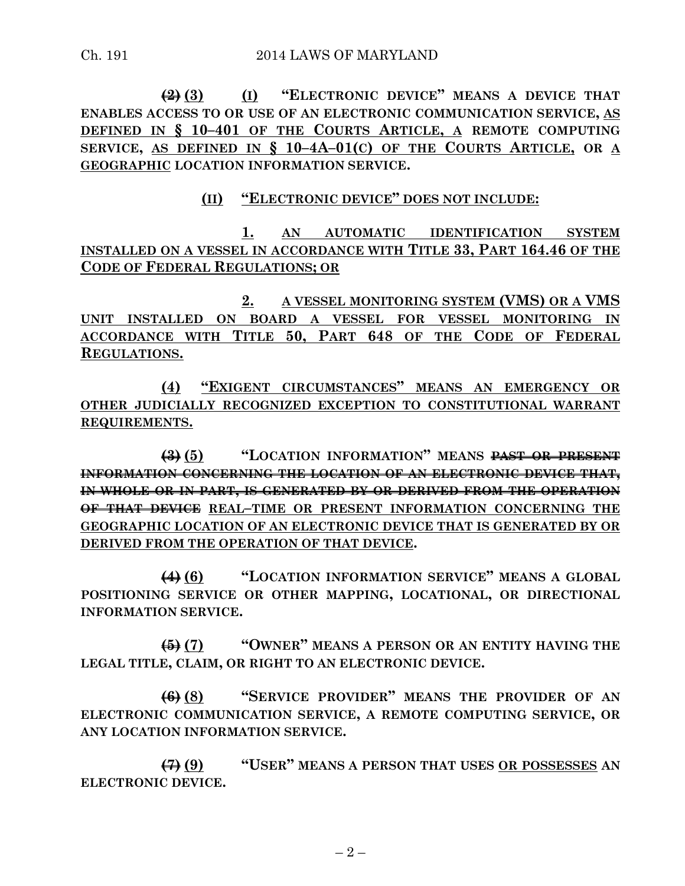~~(2)~~ <u>(3)</u> <u>(I)</u> **"ELECTRONIC DEVICE" MEANS A DEVICE THAT ENABLES ACCESS TO OR USE OF AN ELECTRONIC COMMUNICATION SERVICE, <u>AS DEFINED IN § 10–401 OF THE COURTS ARTICLE, A</u> REMOTE COMPUTING SERVICE, <u>AS DEFINED IN § 10–4A–01(C) OF THE COURTS ARTICLE,</u> OR <u>A GEOGRAPHIC</u> LOCATION INFORMATION SERVICE.**

<u>(II)</u> <u>**"ELECTRONIC DEVICE" DOES NOT INCLUDE:**</u>

<u>1.</u> <u>**AN AUTOMATIC IDENTIFICATION SYSTEM INSTALLED ON A VESSEL IN ACCORDANCE WITH TITLE 33, PART 164.46 OF THE CODE OF FEDERAL REGULATIONS; OR**</u>

<u>2.</u> <u>**A VESSEL MONITORING SYSTEM (VMS) OR A VMS UNIT INSTALLED ON BOARD A VESSEL FOR VESSEL MONITORING IN ACCORDANCE WITH TITLE 50, PART 648 OF THE CODE OF FEDERAL REGULATIONS.**</u>

<u>(4)</u> <u>**"EXIGENT CIRCUMSTANCES" MEANS AN EMERGENCY OR OTHER JUDICIALLY RECOGNIZED EXCEPTION TO CONSTITUTIONAL WARRANT REQUIREMENTS.**</u>

~~(3)~~ <u>(5)</u> **"LOCATION INFORMATION" MEANS ~~PAST OR PRESENT INFORMATION CONCERNING THE LOCATION OF AN ELECTRONIC DEVICE THAT, IN WHOLE OR IN PART, IS GENERATED BY OR DERIVED FROM THE OPERATION OF THAT DEVICE~~ <u>REAL–TIME OR PRESENT INFORMATION CONCERNING THE GEOGRAPHIC LOCATION OF AN ELECTRONIC DEVICE THAT IS GENERATED BY OR DERIVED FROM THE OPERATION OF THAT DEVICE</u>.**

~~(4)~~ <u>(6)</u> **"LOCATION INFORMATION SERVICE" MEANS A GLOBAL POSITIONING SERVICE OR OTHER MAPPING, LOCATIONAL, OR DIRECTIONAL INFORMATION SERVICE.**

~~(5)~~ <u>(7)</u> **"OWNER" MEANS A PERSON OR AN ENTITY HAVING THE LEGAL TITLE, CLAIM, OR RIGHT TO AN ELECTRONIC DEVICE.**

~~(6)~~ <u>(8)</u> **"SERVICE PROVIDER" MEANS THE PROVIDER OF AN ELECTRONIC COMMUNICATION SERVICE, A REMOTE COMPUTING SERVICE, OR ANY LOCATION INFORMATION SERVICE.**

~~(7)~~ <u>(9)</u> **"USER" MEANS A PERSON THAT USES <u>OR POSSESSES</u> AN ELECTRONIC DEVICE.**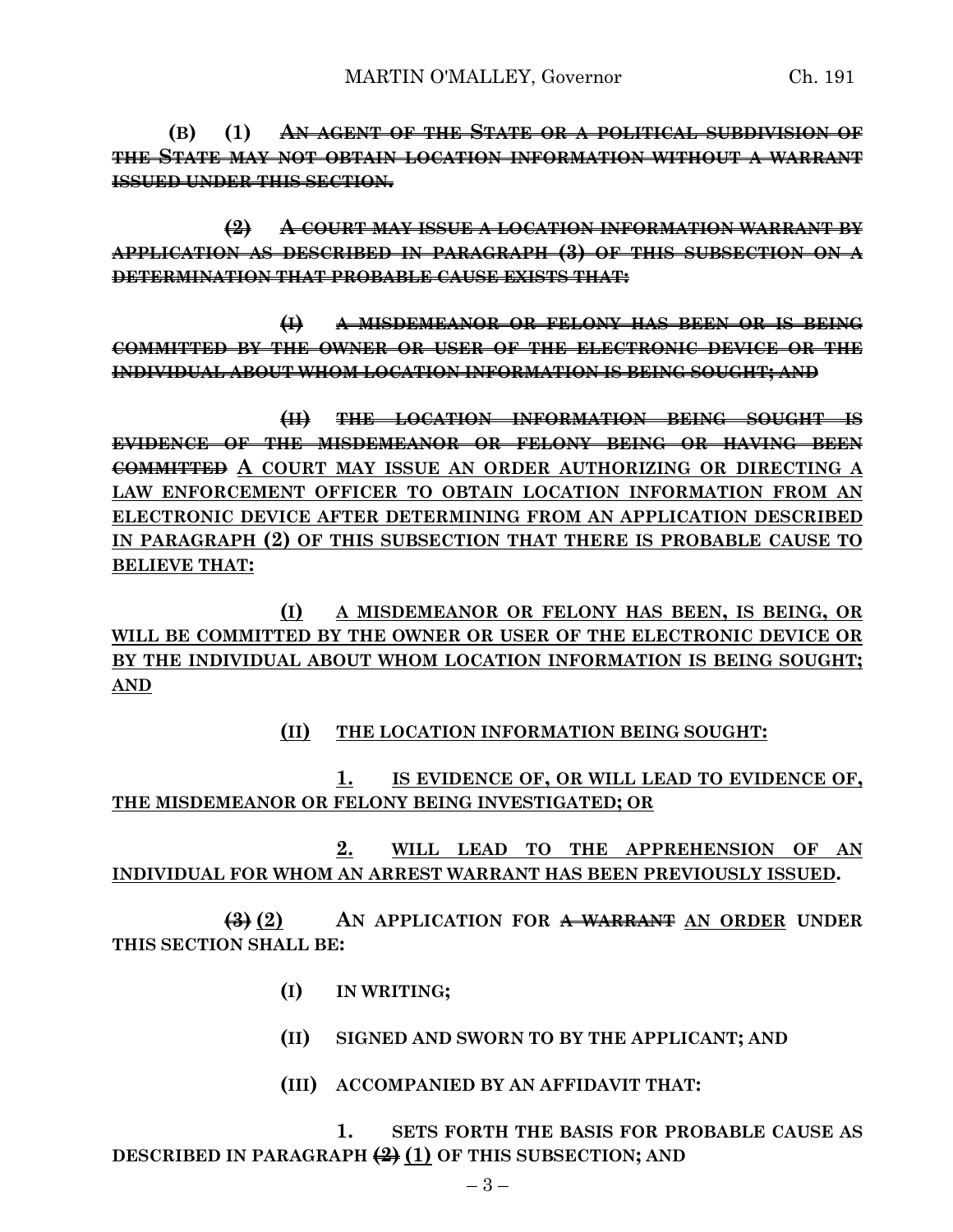**(B)** **(1)** ~~**AN AGENT OF THE STATE OR A POLITICAL SUBDIVISION OF THE STATE MAY NOT OBTAIN LOCATION INFORMATION WITHOUT A WARRANT ISSUED UNDER THIS SECTION.**~~

~~**(2)**~~ ~~**A COURT MAY ISSUE A LOCATION INFORMATION WARRANT BY APPLICATION AS DESCRIBED IN PARAGRAPH (3) OF THIS SUBSECTION ON A DETERMINATION THAT PROBABLE CAUSE EXISTS THAT:**~~

~~**(I)**~~ ~~**A MISDEMEANOR OR FELONY HAS BEEN OR IS BEING COMMITTED BY THE OWNER OR USER OF THE ELECTRONIC DEVICE OR THE INDIVIDUAL ABOUT WHOM LOCATION INFORMATION IS BEING SOUGHT; AND**~~

~~**(II)**~~ ~~**THE LOCATION INFORMATION BEING SOUGHT IS EVIDENCE OF THE MISDEMEANOR OR FELONY BEING OR HAVING BEEN COMMITTED**~~ <u>**A COURT MAY ISSUE AN ORDER AUTHORIZING OR DIRECTING A LAW ENFORCEMENT OFFICER TO OBTAIN LOCATION INFORMATION FROM AN ELECTRONIC DEVICE AFTER DETERMINING FROM AN APPLICATION DESCRIBED IN PARAGRAPH (2) OF THIS SUBSECTION THAT THERE IS PROBABLE CAUSE TO BELIEVE THAT:**</u>

<u>**(I)**</u> <u>**A MISDEMEANOR OR FELONY HAS BEEN, IS BEING, OR WILL BE COMMITTED BY THE OWNER OR USER OF THE ELECTRONIC DEVICE OR BY THE INDIVIDUAL ABOUT WHOM LOCATION INFORMATION IS BEING SOUGHT; AND**</u>

<u>**(II)**</u> <u>**THE LOCATION INFORMATION BEING SOUGHT:**</u>

<u>**1.**</u> <u>**IS EVIDENCE OF, OR WILL LEAD TO EVIDENCE OF, THE MISDEMEANOR OR FELONY BEING INVESTIGATED; OR**</u>

<u>**2.**</u> <u>**WILL LEAD TO THE APPREHENSION OF AN INDIVIDUAL FOR WHOM AN ARREST WARRANT HAS BEEN PREVIOUSLY ISSUED.**</u>

~~**(3)**~~ <u>**(2)**</u> **AN APPLICATION FOR** ~~**A WARRANT**~~ <u>**AN ORDER**</u> **UNDER THIS SECTION SHALL BE:**

**(I)** **IN WRITING;**

**(II)** **SIGNED AND SWORN TO BY THE APPLICANT; AND**

**(III)** **ACCOMPANIED BY AN AFFIDAVIT THAT:**

**1.** **SETS FORTH THE BASIS FOR PROBABLE CAUSE AS DESCRIBED IN PARAGRAPH** ~~**(2)**~~ <u>**(1)**</u> **OF THIS SUBSECTION; AND**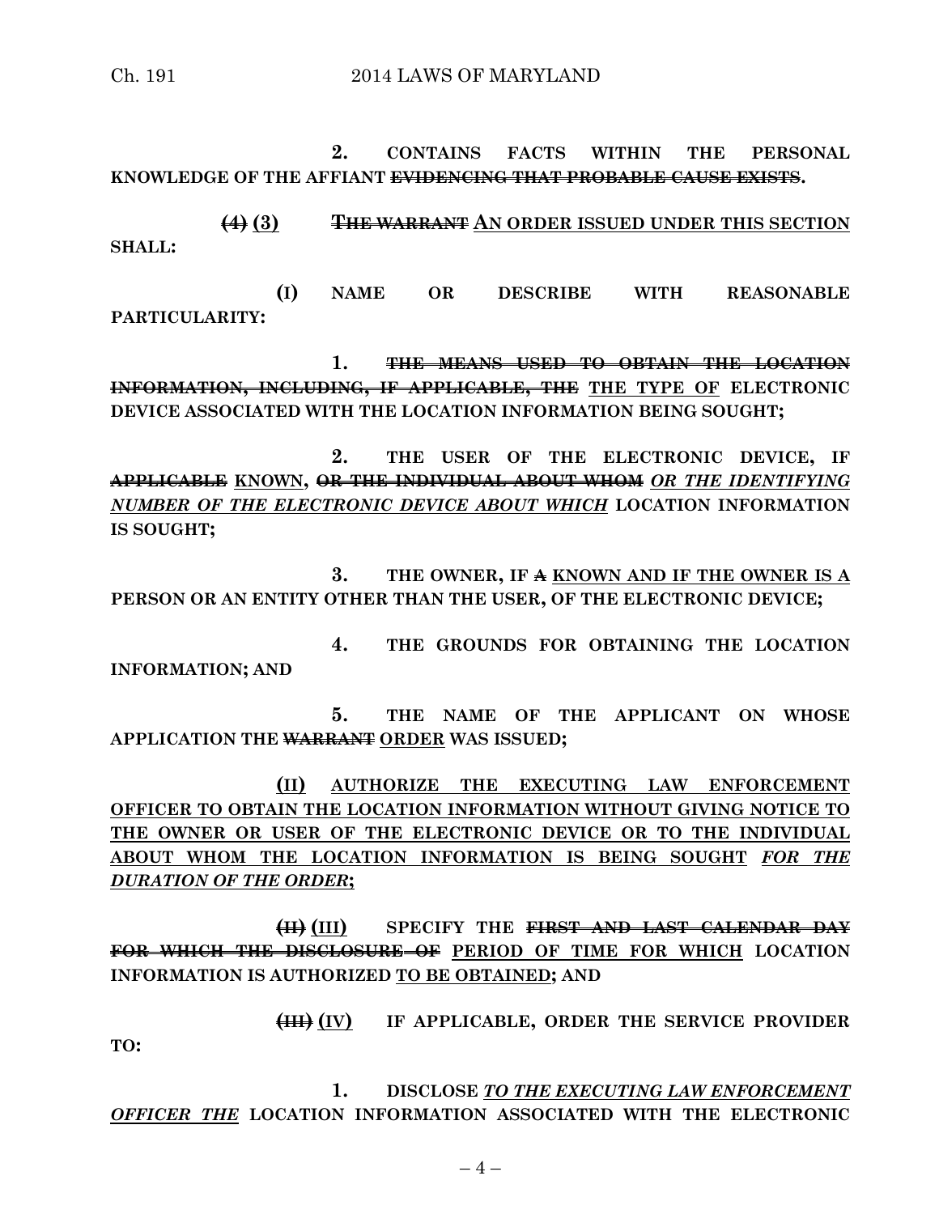**2. CONTAINS FACTS WITHIN THE PERSONAL KNOWLEDGE OF THE AFFIANT ~~EVIDENCING THAT PROBABLE CAUSE EXISTS~~.**

~~**(4)**~~ <u>**(3)**</u> ~~**THE WARRANT**~~ <u>**AN ORDER ISSUED UNDER THIS SECTION**</u> **SHALL:**

**(I) NAME OR DESCRIBE WITH REASONABLE PARTICULARITY:**

**1. ~~THE MEANS USED TO OBTAIN THE LOCATION INFORMATION, INCLUDING, IF APPLICABLE, THE~~** <u>**THE TYPE OF**</u> **ELECTRONIC DEVICE ASSOCIATED WITH THE LOCATION INFORMATION BEING SOUGHT;**

**2. THE USER OF THE ELECTRONIC DEVICE, IF ~~APPLICABLE~~** <u>**KNOWN**</u>**, ~~OR THE INDIVIDUAL ABOUT WHOM~~** <u>***OR THE IDENTIFYING NUMBER OF THE ELECTRONIC DEVICE ABOUT WHICH***</u> **LOCATION INFORMATION IS SOUGHT;**

**3. THE OWNER, IF ~~A~~** <u>**KNOWN AND IF THE OWNER IS A**</u> **PERSON OR AN ENTITY OTHER THAN THE USER, OF THE ELECTRONIC DEVICE;**

**4. THE GROUNDS FOR OBTAINING THE LOCATION INFORMATION; AND**

**5. THE NAME OF THE APPLICANT ON WHOSE APPLICATION THE ~~WARRANT~~** <u>**ORDER**</u> **WAS ISSUED;**

<u>**(II) AUTHORIZE THE EXECUTING LAW ENFORCEMENT OFFICER TO OBTAIN THE LOCATION INFORMATION WITHOUT GIVING NOTICE TO THE OWNER OR USER OF THE ELECTRONIC DEVICE OR TO THE INDIVIDUAL ABOUT WHOM THE LOCATION INFORMATION IS BEING SOUGHT**</u> <u>***FOR THE DURATION OF THE ORDER***</u>**;**

~~**(II)**~~ <u>**(III)**</u> **SPECIFY THE ~~FIRST AND LAST CALENDAR DAY FOR WHICH THE DISCLOSURE OF~~** <u>**PERIOD OF TIME FOR WHICH**</u> **LOCATION INFORMATION IS AUTHORIZED** <u>**TO BE OBTAINED**</u>**; AND**

~~**(III)**~~ <u>**(IV)**</u> **IF APPLICABLE, ORDER THE SERVICE PROVIDER TO:**

**1. DISCLOSE** <u>***TO THE EXECUTING LAW ENFORCEMENT OFFICER THE***</u> **LOCATION INFORMATION ASSOCIATED WITH THE ELECTRONIC**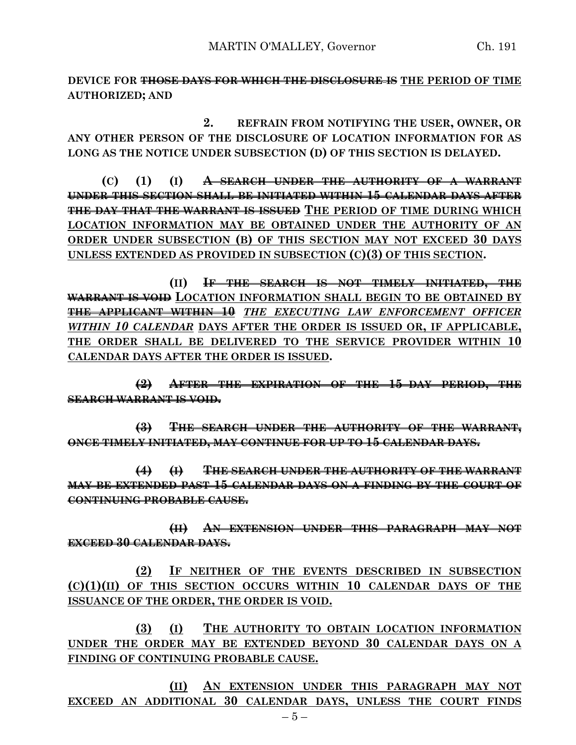**DEVICE FOR ~~THOSE DAYS FOR WHICH THE DISCLOSURE IS~~ <u>THE PERIOD OF TIME</u> AUTHORIZED; AND**

**2. REFRAIN FROM NOTIFYING THE USER, OWNER, OR ANY OTHER PERSON OF THE DISCLOSURE OF LOCATION INFORMATION FOR AS LONG AS THE NOTICE UNDER SUBSECTION (D) OF THIS SECTION IS DELAYED.**

**(C) (1) (I) ~~A SEARCH UNDER THE AUTHORITY OF A WARRANT UNDER THIS SECTION SHALL BE INITIATED WITHIN 15 CALENDAR DAYS AFTER THE DAY THAT THE WARRANT IS ISSUED~~ <u>THE PERIOD OF TIME DURING WHICH LOCATION INFORMATION MAY BE OBTAINED UNDER THE AUTHORITY OF AN ORDER UNDER SUBSECTION (B) OF THIS SECTION MAY NOT EXCEED 30 DAYS UNLESS EXTENDED AS PROVIDED IN SUBSECTION (C)(3) OF THIS SECTION</u>.**

**(II) ~~IF THE SEARCH IS NOT TIMELY INITIATED, THE WARRANT IS VOID~~ <u>LOCATION INFORMATION SHALL BEGIN TO BE OBTAINED BY</u> ~~<u>THE APPLICANT WITHIN 10</u>~~ *<u>THE EXECUTING LAW ENFORCEMENT OFFICER WITHIN 10 CALENDAR</u>* <u>DAYS AFTER THE ORDER IS ISSUED OR, IF APPLICABLE, THE ORDER SHALL BE DELIVERED TO THE SERVICE PROVIDER WITHIN 10 CALENDAR DAYS AFTER THE ORDER IS ISSUED</u>.**

**~~(2) AFTER THE EXPIRATION OF THE 15-DAY PERIOD, THE SEARCH WARRANT IS VOID.~~**

**~~(3) THE SEARCH UNDER THE AUTHORITY OF THE WARRANT, ONCE TIMELY INITIATED, MAY CONTINUE FOR UP TO 15 CALENDAR DAYS.~~**

**~~(4) (I) THE SEARCH UNDER THE AUTHORITY OF THE WARRANT MAY BE EXTENDED PAST 15 CALENDAR DAYS ON A FINDING BY THE COURT OF CONTINUING PROBABLE CAUSE.~~**

**~~(II) AN EXTENSION UNDER THIS PARAGRAPH MAY NOT EXCEED 30 CALENDAR DAYS.~~**

**<u>(2) IF NEITHER OF THE EVENTS DESCRIBED IN SUBSECTION (C)(1)(II) OF THIS SECTION OCCURS WITHIN 10 CALENDAR DAYS OF THE ISSUANCE OF THE ORDER, THE ORDER IS VOID.</u>**

**<u>(3) (I) THE AUTHORITY TO OBTAIN LOCATION INFORMATION UNDER THE ORDER MAY BE EXTENDED BEYOND 30 CALENDAR DAYS ON A FINDING OF CONTINUING PROBABLE CAUSE.</u>**

**<u>(II) AN EXTENSION UNDER THIS PARAGRAPH MAY NOT EXCEED AN ADDITIONAL 30 CALENDAR DAYS, UNLESS THE COURT FINDS</u>**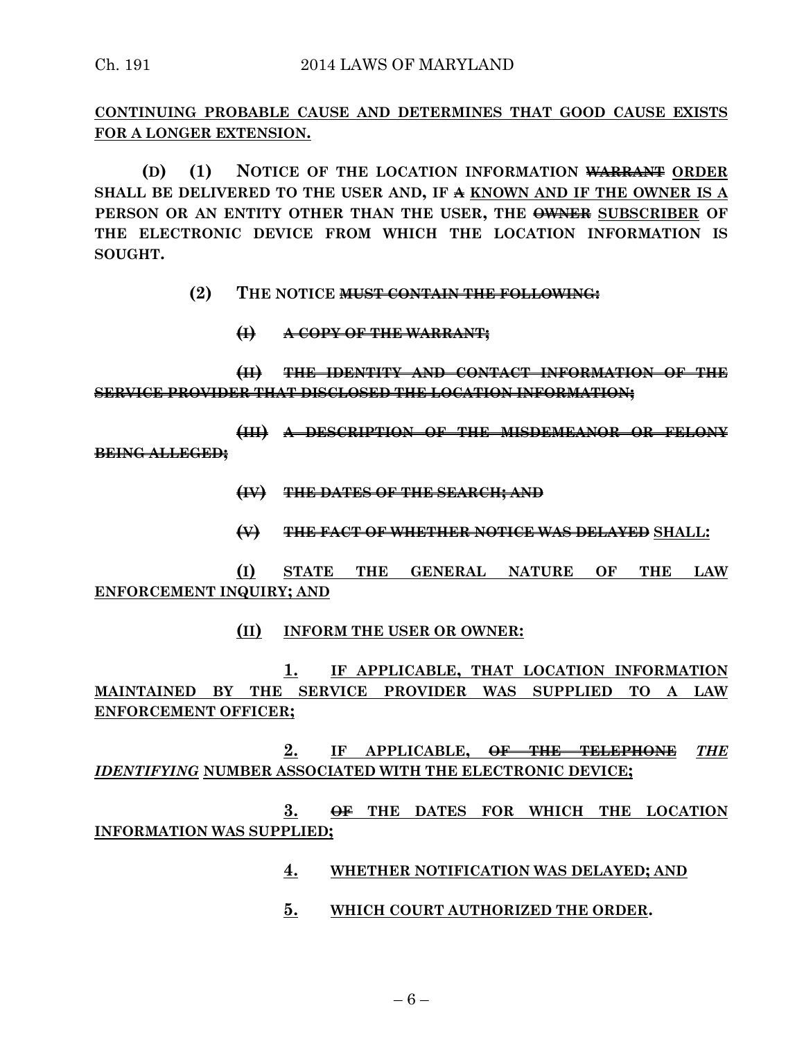**CONTINUING PROBABLE CAUSE AND DETERMINES THAT GOOD CAUSE EXISTS FOR A LONGER EXTENSION.**

**(D) (1) NOTICE OF THE LOCATION INFORMATION ~~WARRANT~~ ORDER SHALL BE DELIVERED TO THE USER AND, IF ~~A~~ KNOWN AND IF THE OWNER IS A PERSON OR AN ENTITY OTHER THAN THE USER, THE ~~OWNER~~ SUBSCRIBER OF THE ELECTRONIC DEVICE FROM WHICH THE LOCATION INFORMATION IS SOUGHT.**

**(2) THE NOTICE ~~MUST CONTAIN THE FOLLOWING:~~**

**~~(I) A COPY OF THE WARRANT;~~**

**~~(II) THE IDENTITY AND CONTACT INFORMATION OF THE SERVICE PROVIDER THAT DISCLOSED THE LOCATION INFORMATION;~~**

**~~(III) A DESCRIPTION OF THE MISDEMEANOR OR FELONY BEING ALLEGED;~~**

**~~(IV) THE DATES OF THE SEARCH; AND~~**

**~~(V) THE FACT OF WHETHER NOTICE WAS DELAYED~~ SHALL:**

**(I) STATE THE GENERAL NATURE OF THE LAW ENFORCEMENT INQUIRY; AND**

**(II) INFORM THE USER OR OWNER:**

**1. IF APPLICABLE, THAT LOCATION INFORMATION MAINTAINED BY THE SERVICE PROVIDER WAS SUPPLIED TO A LAW ENFORCEMENT OFFICER;**

**2. IF APPLICABLE, ~~OF THE TELEPHONE~~ *THE IDENTIFYING* NUMBER ASSOCIATED WITH THE ELECTRONIC DEVICE;**

**3. ~~OF~~ THE DATES FOR WHICH THE LOCATION INFORMATION WAS SUPPLIED;**

**4. WHETHER NOTIFICATION WAS DELAYED; AND**

**5. WHICH COURT AUTHORIZED THE ORDER.**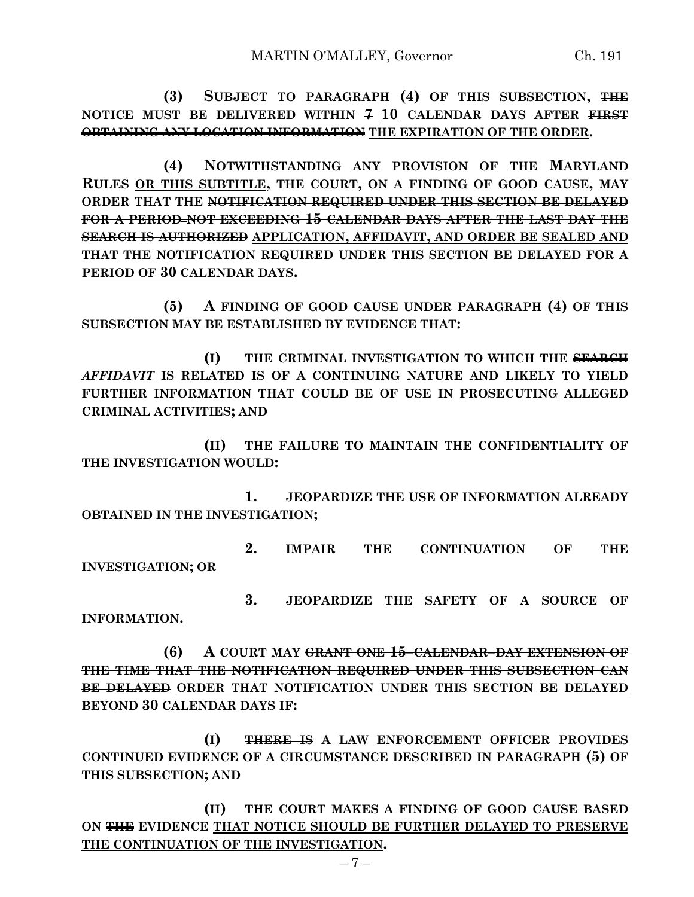**(3) SUBJECT TO PARAGRAPH (4) OF THIS SUBSECTION, ~~THE~~ NOTICE MUST BE DELIVERED WITHIN ~~7~~ 10 CALENDAR DAYS AFTER ~~FIRST OBTAINING ANY LOCATION INFORMATION~~ THE EXPIRATION OF THE ORDER.**

**(4) NOTWITHSTANDING ANY PROVISION OF THE MARYLAND RULES OR THIS SUBTITLE, THE COURT, ON A FINDING OF GOOD CAUSE, MAY ORDER THAT THE ~~NOTIFICATION REQUIRED UNDER THIS SECTION BE DELAYED FOR A PERIOD NOT EXCEEDING 15 CALENDAR DAYS AFTER THE LAST DAY THE SEARCH IS AUTHORIZED~~ APPLICATION, AFFIDAVIT, AND ORDER BE SEALED AND THAT THE NOTIFICATION REQUIRED UNDER THIS SECTION BE DELAYED FOR A PERIOD OF 30 CALENDAR DAYS.**

**(5) A FINDING OF GOOD CAUSE UNDER PARAGRAPH (4) OF THIS SUBSECTION MAY BE ESTABLISHED BY EVIDENCE THAT:**

**(I) THE CRIMINAL INVESTIGATION TO WHICH THE ~~SEARCH~~ *AFFIDAVIT* IS RELATED IS OF A CONTINUING NATURE AND LIKELY TO YIELD FURTHER INFORMATION THAT COULD BE OF USE IN PROSECUTING ALLEGED CRIMINAL ACTIVITIES; AND**

**(II) THE FAILURE TO MAINTAIN THE CONFIDENTIALITY OF THE INVESTIGATION WOULD:**

**1. JEOPARDIZE THE USE OF INFORMATION ALREADY OBTAINED IN THE INVESTIGATION;**

**2. IMPAIR THE CONTINUATION OF THE INVESTIGATION; OR**

**3. JEOPARDIZE THE SAFETY OF A SOURCE OF INFORMATION.**

**(6) A COURT MAY ~~GRANT ONE 15–CALENDAR–DAY EXTENSION OF THE TIME THAT THE NOTIFICATION REQUIRED UNDER THIS SUBSECTION CAN BE DELAYED~~ ORDER THAT NOTIFICATION UNDER THIS SECTION BE DELAYED BEYOND 30 CALENDAR DAYS IF:**

**(I) ~~THERE IS~~ A LAW ENFORCEMENT OFFICER PROVIDES CONTINUED EVIDENCE OF A CIRCUMSTANCE DESCRIBED IN PARAGRAPH (5) OF THIS SUBSECTION; AND**

**(II) THE COURT MAKES A FINDING OF GOOD CAUSE BASED ON ~~THE~~ EVIDENCE THAT NOTICE SHOULD BE FURTHER DELAYED TO PRESERVE THE CONTINUATION OF THE INVESTIGATION.**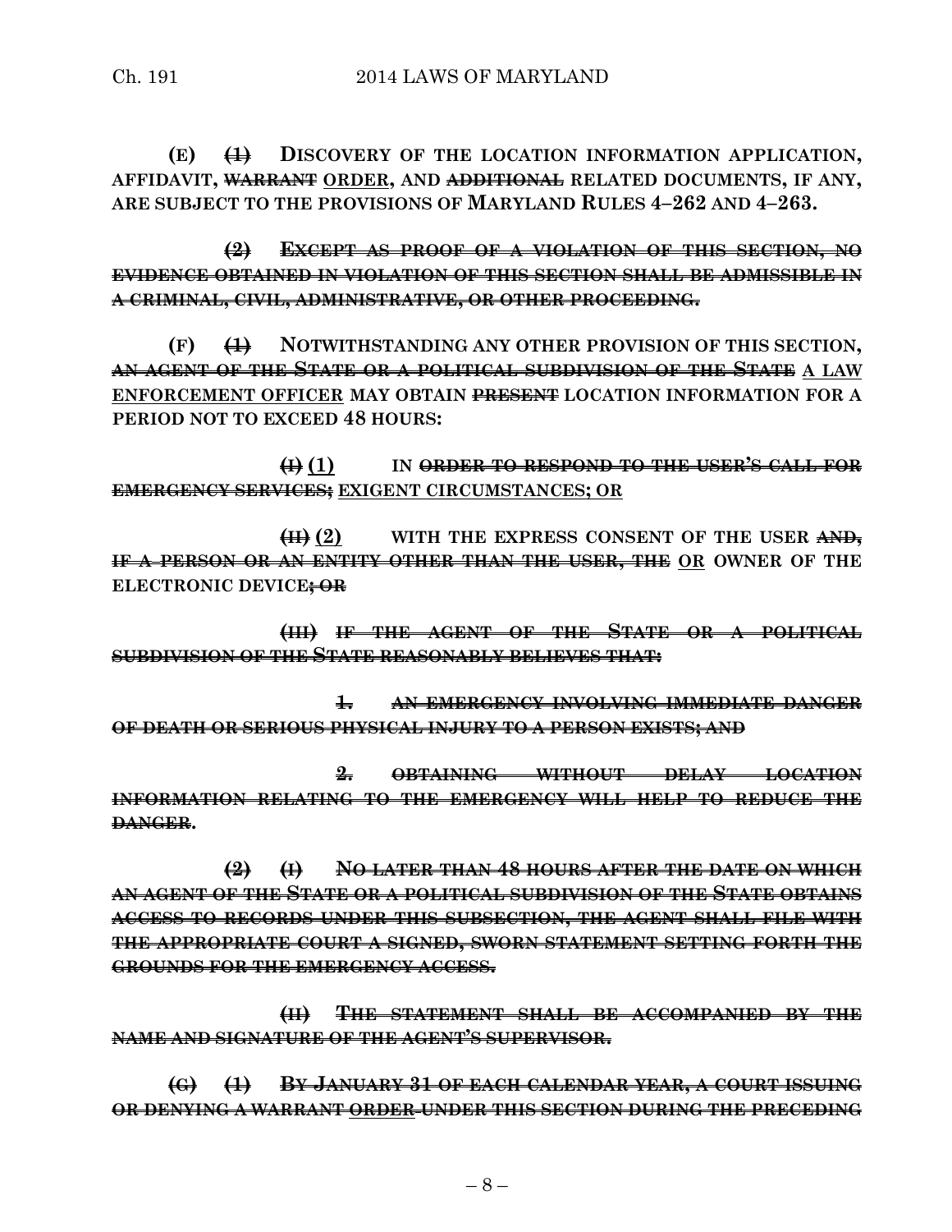**(E)** ~~**(1)**~~ **DISCOVERY OF THE LOCATION INFORMATION APPLICATION, AFFIDAVIT,** ~~**WARRANT**~~ <u>**ORDER**</u>**, AND** ~~**ADDITIONAL**~~ **RELATED DOCUMENTS, IF ANY, ARE SUBJECT TO THE PROVISIONS OF MARYLAND RULES 4–262 AND 4–263.**

~~**(2) EXCEPT AS PROOF OF A VIOLATION OF THIS SECTION, NO EVIDENCE OBTAINED IN VIOLATION OF THIS SECTION SHALL BE ADMISSIBLE IN A CRIMINAL, CIVIL, ADMINISTRATIVE, OR OTHER PROCEEDING.**~~

**(F)** ~~**(1)**~~ **NOTWITHSTANDING ANY OTHER PROVISION OF THIS SECTION,** ~~**AN AGENT OF THE STATE OR A POLITICAL SUBDIVISION OF THE STATE**~~ <u>**A LAW ENFORCEMENT OFFICER**</u> **MAY OBTAIN** ~~**PRESENT**~~ **LOCATION INFORMATION FOR A PERIOD NOT TO EXCEED 48 HOURS:**

~~**(I)**~~ <u>**(1)**</u> **IN** ~~**ORDER TO RESPOND TO THE USER'S CALL FOR EMERGENCY SERVICES;**~~ <u>**EXIGENT CIRCUMSTANCES; OR**</u>

~~**(II)**~~ <u>**(2)**</u> **WITH THE EXPRESS CONSENT OF THE USER** ~~**AND, IF A PERSON OR AN ENTITY OTHER THAN THE USER, THE**~~ <u>**OR**</u> **OWNER OF THE ELECTRONIC DEVICE**~~**; OR**~~

~~**(III) IF THE AGENT OF THE STATE OR A POLITICAL SUBDIVISION OF THE STATE REASONABLY BELIEVES THAT:**~~

~~**1. AN EMERGENCY INVOLVING IMMEDIATE DANGER OF DEATH OR SERIOUS PHYSICAL INJURY TO A PERSON EXISTS; AND**~~

~~**2. OBTAINING WITHOUT DELAY LOCATION INFORMATION RELATING TO THE EMERGENCY WILL HELP TO REDUCE THE DANGER**~~**.**

~~**(2) (I) NO LATER THAN 48 HOURS AFTER THE DATE ON WHICH AN AGENT OF THE STATE OR A POLITICAL SUBDIVISION OF THE STATE OBTAINS ACCESS TO RECORDS UNDER THIS SUBSECTION, THE AGENT SHALL FILE WITH THE APPROPRIATE COURT A SIGNED, SWORN STATEMENT SETTING FORTH THE GROUNDS FOR THE EMERGENCY ACCESS.**~~

~~**(II) THE STATEMENT SHALL BE ACCOMPANIED BY THE NAME AND SIGNATURE OF THE AGENT'S SUPERVISOR.**~~

~~**(G) (1) BY JANUARY 31 OF EACH CALENDAR YEAR, A COURT ISSUING OR DENYING A WARRANT**~~ ~~<u>**ORDER**</u>~~ ~~**UNDER THIS SECTION DURING THE PRECEDING**~~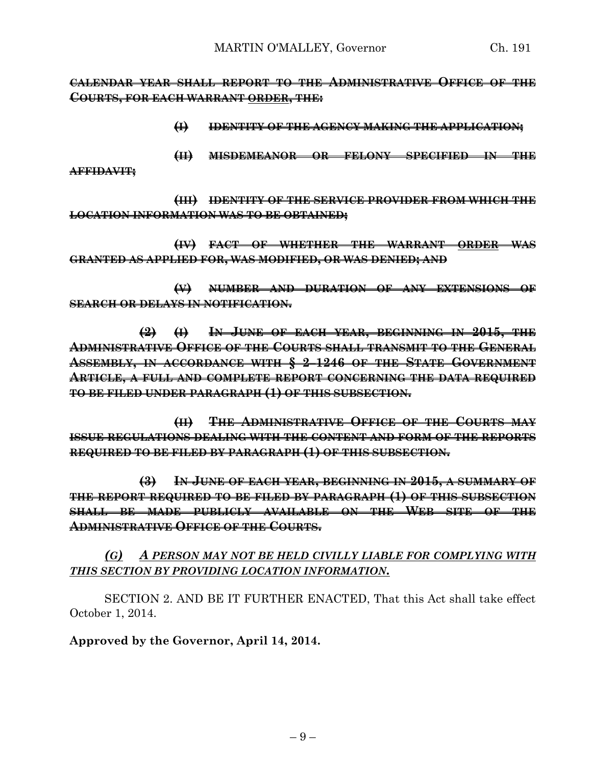~~**CALENDAR YEAR SHALL REPORT TO THE ADMINISTRATIVE OFFICE OF THE COURTS, FOR EACH WARRANT ORDER, THE:**~~

~~**(I) IDENTITY OF THE AGENCY MAKING THE APPLICATION;**~~

~~**(II) MISDEMEANOR OR FELONY SPECIFIED IN THE AFFIDAVIT;**~~

~~**(III) IDENTITY OF THE SERVICE PROVIDER FROM WHICH THE LOCATION INFORMATION WAS TO BE OBTAINED;**~~

~~**(IV) FACT OF WHETHER THE WARRANT ORDER WAS GRANTED AS APPLIED FOR, WAS MODIFIED, OR WAS DENIED; AND**~~

~~**(V) NUMBER AND DURATION OF ANY EXTENSIONS OF SEARCH OR DELAYS IN NOTIFICATION.**~~

~~**(2) (I) IN JUNE OF EACH YEAR, BEGINNING IN 2015, THE ADMINISTRATIVE OFFICE OF THE COURTS SHALL TRANSMIT TO THE GENERAL ASSEMBLY, IN ACCORDANCE WITH § 2-1246 OF THE STATE GOVERNMENT ARTICLE, A FULL AND COMPLETE REPORT CONCERNING THE DATA REQUIRED TO BE FILED UNDER PARAGRAPH (1) OF THIS SUBSECTION.**~~

~~**(II) THE ADMINISTRATIVE OFFICE OF THE COURTS MAY ISSUE REGULATIONS DEALING WITH THE CONTENT AND FORM OF THE REPORTS REQUIRED TO BE FILED BY PARAGRAPH (1) OF THIS SUBSECTION.**~~

~~**(3) IN JUNE OF EACH YEAR, BEGINNING IN 2015, A SUMMARY OF THE REPORT REQUIRED TO BE FILED BY PARAGRAPH (1) OF THIS SUBSECTION SHALL BE MADE PUBLICLY AVAILABLE ON THE WEB SITE OF THE ADMINISTRATIVE OFFICE OF THE COURTS.**~~

*(G) A PERSON MAY NOT BE HELD CIVILLY LIABLE FOR COMPLYING WITH THIS SECTION BY PROVIDING LOCATION INFORMATION.*

SECTION 2. AND BE IT FURTHER ENACTED, That this Act shall take effect October 1, 2014.

**Approved by the Governor, April 14, 2014.**